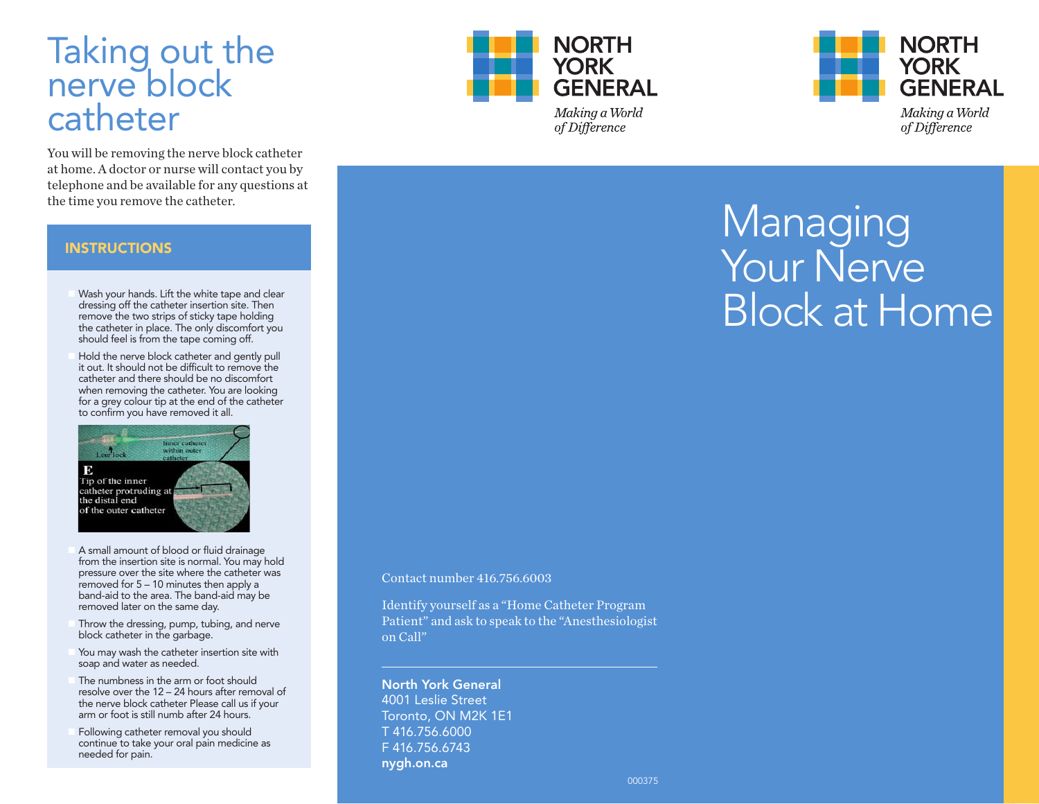# Taking out the nerve block catheter

You will be removing the nerve block catheter at home. A doctor or nurse will contact you by telephone and be available for any questions at the time you remove the catheter.

## INSTRUCTIONS

- Wash your hands. Lift the white tape and clear dressing off the catheter insertion site. Then remove the two strips of sticky tape holding the catheter in place. The only discomfort you should feel is from the tape coming off.
- Hold the nerve block catheter and gently pull it out. It should not be difficult to remove the catheter and there should be no discomfort when removing the catheter. You are looking for a grey colour tip at the end of the catheter to confirm you have removed it all.

Luer lock

Inner catheter within outer catheter

**E**
Tip of the inner catheter protruding at the distal end of the outer catheter

- A small amount of blood or fluid drainage from the insertion site is normal. You may hold pressure over the site where the catheter was removed for 5 – 10 minutes then apply a band-aid to the area. The band-aid may be removed later on the same day.
- Throw the dressing, pump, tubing, and nerve block catheter in the garbage.
- You may wash the catheter insertion site with soap and water as needed.
- The numbness in the arm or foot should resolve over the 12 – 24 hours after removal of the nerve block catheter Please call us if your arm or foot is still numb after 24 hours.
- Following catheter removal you should continue to take your oral pain medicine as needed for pain.

NORTH YORK GENERAL
*Making a World of Difference*

Contact number 416.756.6003

Identify yourself as a "Home Catheter Program Patient" and ask to speak to the "Anesthesiologist on Call"

**North York General**
4001 Leslie Street
Toronto, ON M2K 1E1
T 416.756.6000
F 416.756.6743
**nygh.on.ca**

000375

NORTH YORK GENERAL
*Making a World of Difference*

# Managing Your Nerve Block at Home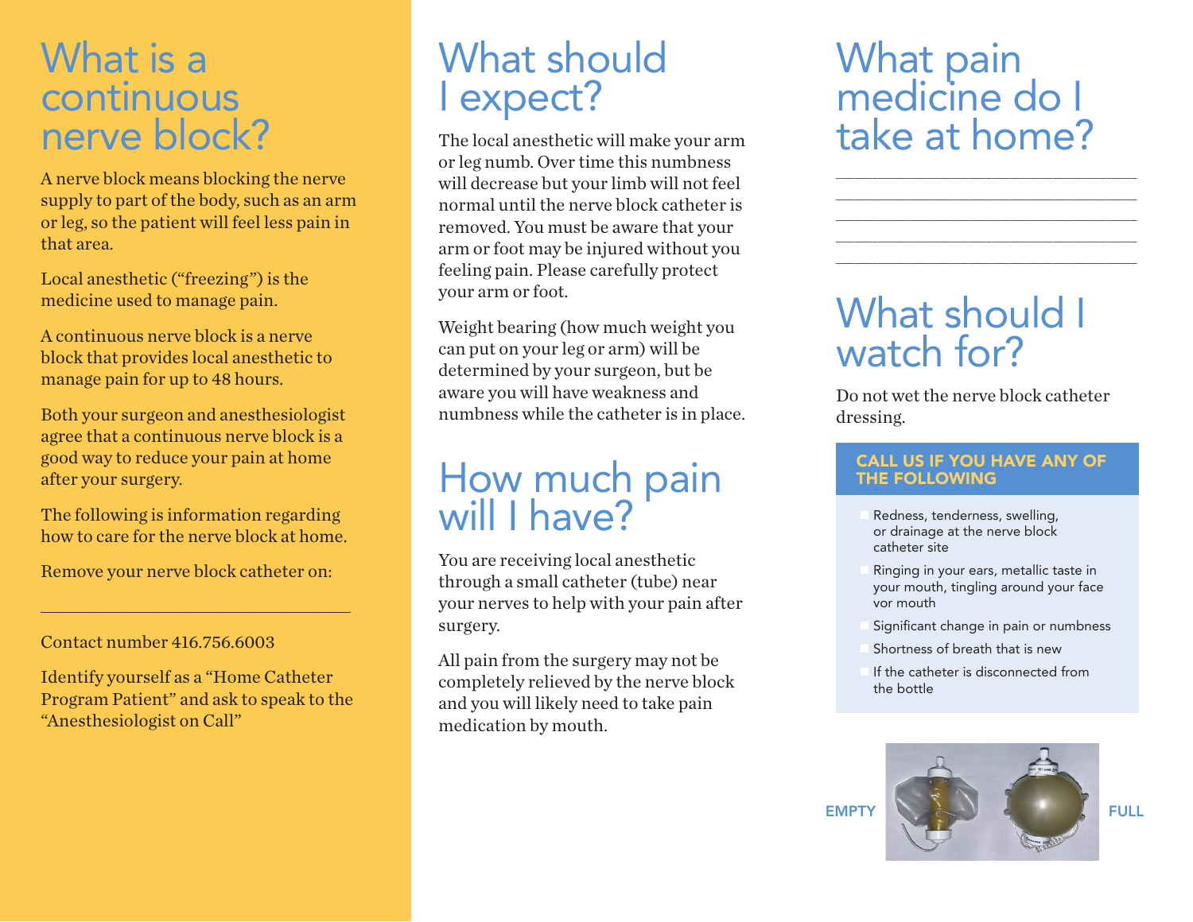# What is a continuous nerve block?

A nerve block means blocking the nerve supply to part of the body, such as an arm or leg, so the patient will feel less pain in that area.

Local anesthetic (“freezing”) is the medicine used to manage pain.

A continuous nerve block is a nerve block that provides local anesthetic to manage pain for up to 48 hours.

Both your surgeon and anesthesiologist agree that a continuous nerve block is a good way to reduce your pain at home after your surgery.

The following is information regarding how to care for the nerve block at home.

Remove your nerve block catheter on:

\_\_\_\_\_\_\_\_\_\_\_\_\_\_\_\_\_\_\_\_\_\_\_\_\_\_\_\_\_\_\_\_

Contact number 416.756.6003

Identify yourself as a “Home Catheter Program Patient” and ask to speak to the “Anesthesiologist on Call”

# What should I expect?

The local anesthetic will make your arm or leg numb. Over time this numbness will decrease but your limb will not feel normal until the nerve block catheter is removed. You must be aware that your arm or foot may be injured without you feeling pain. Please carefully protect your arm or foot.

Weight bearing (how much weight you can put on your leg or arm) will be determined by your surgeon, but be aware you will have weakness and numbness while the catheter is in place.

# How much pain will I have?

You are receiving local anesthetic through a small catheter (tube) near your nerves to help with your pain after surgery.

All pain from the surgery may not be completely relieved by the nerve block and you will likely need to take pain medication by mouth.

# What pain medicine do I take at home?

\_\_\_\_\_\_\_\_\_\_\_\_\_\_\_\_\_\_\_\_\_\_\_\_\_\_\_\_\_\_\_\_

\_\_\_\_\_\_\_\_\_\_\_\_\_\_\_\_\_\_\_\_\_\_\_\_\_\_\_\_\_\_\_\_

\_\_\_\_\_\_\_\_\_\_\_\_\_\_\_\_\_\_\_\_\_\_\_\_\_\_\_\_\_\_\_\_

\_\_\_\_\_\_\_\_\_\_\_\_\_\_\_\_\_\_\_\_\_\_\_\_\_\_\_\_\_\_\_\_

\_\_\_\_\_\_\_\_\_\_\_\_\_\_\_\_\_\_\_\_\_\_\_\_\_\_\_\_\_\_\_\_

# What should I watch for?

Do not wet the nerve block catheter dressing.

**CALL US IF YOU HAVE ANY OF THE FOLLOWING**

- Redness, tenderness, swelling, or drainage at the nerve block catheter site
- Ringing in your ears, metallic taste in your mouth, tingling around your face vor mouth
- Significant change in pain or numbness
- Shortness of breath that is new
- If the catheter is disconnected from the bottle

EMPTY

FULL